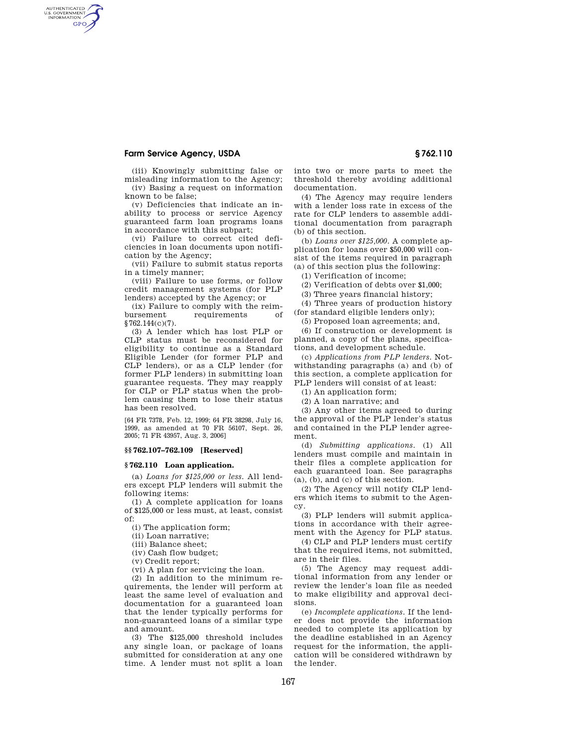(iii) Knowingly submitting false or misleading information to the Agency;

(iv) Basing a request on information known to be false;

(v) Deficiencies that indicate an inability to process or service Agency guaranteed farm loan programs loans in accordance with this subpart;

(vi) Failure to correct cited deficiencies in loan documents upon notification by the Agency;

(vii) Failure to submit status reports in a timely manner;

(viii) Failure to use forms, or follow credit management systems (for PLP lenders) accepted by the Agency; or

(ix) Failure to comply with the reimbursement requirements of §762.144(c)(7).

(3) A lender which has lost PLP or CLP status must be reconsidered for eligibility to continue as a Standard Eligible Lender (for former PLP and CLP lenders), or as a CLP lender (for former PLP lenders) in submitting loan guarantee requests. They may reapply for CLP or PLP status when the problem causing them to lose their status has been resolved.

[64 FR 7378, Feb. 12, 1999; 64 FR 38298, July 16, 1999, as amended at 70 FR 56107, Sept. 26, 2005; 71 FR 43957, Aug. 3, 2006]

### §§ 762.107–762.109 [Reserved]

### § 762.110 Loan application.

(a) *Loans for $125,000 or less.* All lenders except PLP lenders will submit the following items:

(1) A complete application for loans of $125,000 or less must, at least, consist of:

(i) The application form;

(ii) Loan narrative;

(iii) Balance sheet;

(iv) Cash flow budget;

(v) Credit report;

(vi) A plan for servicing the loan.

(2) In addition to the minimum requirements, the lender will perform at least the same level of evaluation and documentation for a guaranteed loan that the lender typically performs for non-guaranteed loans of a similar type and amount.

(3) The $125,000 threshold includes any single loan, or package of loans submitted for consideration at any one time. A lender must not split a loan into two or more parts to meet the threshold thereby avoiding additional documentation.

(4) The Agency may require lenders with a lender loss rate in excess of the rate for CLP lenders to assemble additional documentation from paragraph (b) of this section.

(b) *Loans over $125,000.* A complete application for loans over $50,000 will consist of the items required in paragraph (a) of this section plus the following:

(1) Verification of income;

(2) Verification of debts over $1,000;

(3) Three years financial history;

(4) Three years of production history (for standard eligible lenders only);

(5) Proposed loan agreements; and,

(6) If construction or development is planned, a copy of the plans, specifications, and development schedule.

(c) *Applications from PLP lenders.* Notwithstanding paragraphs (a) and (b) of this section, a complete application for PLP lenders will consist of at least:

(1) An application form;

(2) A loan narrative; and

(3) Any other items agreed to during the approval of the PLP lender's status and contained in the PLP lender agreement.

(d) *Submitting applications.* (1) All lenders must compile and maintain in their files a complete application for each guaranteed loan. See paragraphs (a), (b), and (c) of this section.

(2) The Agency will notify CLP lenders which items to submit to the Agency.

(3) PLP lenders will submit applications in accordance with their agreement with the Agency for PLP status.

(4) CLP and PLP lenders must certify that the required items, not submitted, are in their files.

(5) The Agency may request additional information from any lender or review the lender's loan file as needed to make eligibility and approval decisions.

(e) *Incomplete applications.* If the lender does not provide the information needed to complete its application by the deadline established in an Agency request for the information, the application will be considered withdrawn by the lender.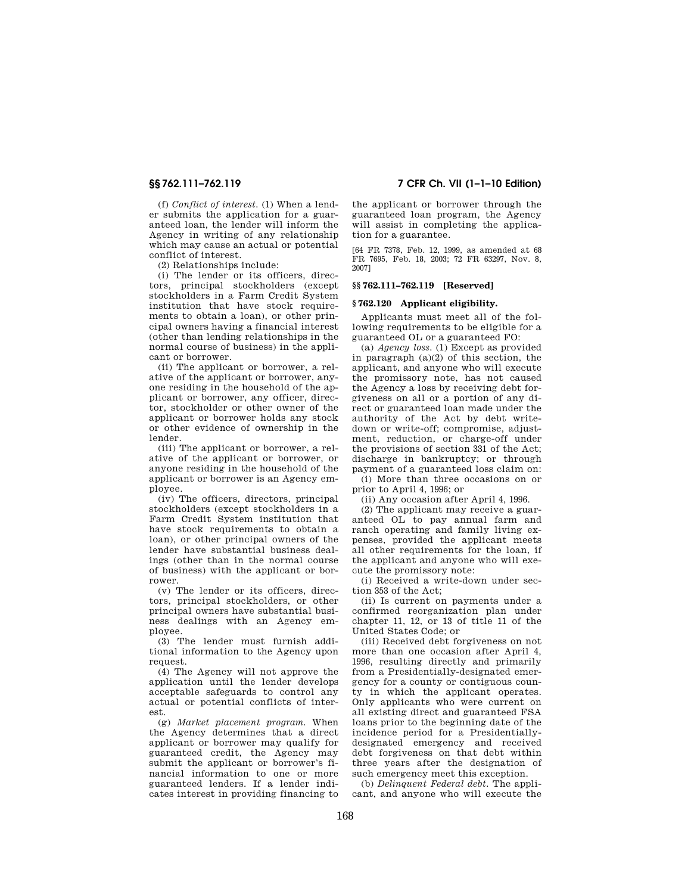(f) *Conflict of interest.* (1) When a lender submits the application for a guaranteed loan, the lender will inform the Agency in writing of any relationship which may cause an actual or potential conflict of interest.

(2) Relationships include:

(i) The lender or its officers, directors, principal stockholders (except stockholders in a Farm Credit System institution that have stock requirements to obtain a loan), or other principal owners having a financial interest (other than lending relationships in the normal course of business) in the applicant or borrower.

(ii) The applicant or borrower, a relative of the applicant or borrower, anyone residing in the household of the applicant or borrower, any officer, director, stockholder or other owner of the applicant or borrower holds any stock or other evidence of ownership in the lender.

(iii) The applicant or borrower, a relative of the applicant or borrower, or anyone residing in the household of the applicant or borrower is an Agency employee.

(iv) The officers, directors, principal stockholders (except stockholders in a Farm Credit System institution that have stock requirements to obtain a loan), or other principal owners of the lender have substantial business dealings (other than in the normal course of business) with the applicant or borrower.

(v) The lender or its officers, directors, principal stockholders, or other principal owners have substantial business dealings with an Agency employee.

(3) The lender must furnish additional information to the Agency upon request.

(4) The Agency will not approve the application until the lender develops acceptable safeguards to control any actual or potential conflicts of interest.

(g) *Market placement program.* When the Agency determines that a direct applicant or borrower may qualify for guaranteed credit, the Agency may submit the applicant or borrower's financial information to one or more guaranteed lenders. If a lender indicates interest in providing financing to the applicant or borrower through the guaranteed loan program, the Agency will assist in completing the application for a guarantee.

[64 FR 7378, Feb. 12, 1999, as amended at 68 FR 7695, Feb. 18, 2003; 72 FR 63297, Nov. 8, 2007]

## §§ 762.111–762.119 [Reserved]

## § 762.120 Applicant eligibility.

Applicants must meet all of the following requirements to be eligible for a guaranteed OL or a guaranteed FO:

(a) *Agency loss.* (1) Except as provided in paragraph (a)(2) of this section, the applicant, and anyone who will execute the promissory note, has not caused the Agency a loss by receiving debt forgiveness on all or a portion of any direct or guaranteed loan made under the authority of the Act by debt write-down or write-off; compromise, adjustment, reduction, or charge-off under the provisions of section 331 of the Act; discharge in bankruptcy; or through payment of a guaranteed loss claim on:

(i) More than three occasions on or prior to April 4, 1996; or

(ii) Any occasion after April 4, 1996.

(2) The applicant may receive a guaranteed OL to pay annual farm and ranch operating and family living expenses, provided the applicant meets all other requirements for the loan, if the applicant and anyone who will execute the promissory note:

(i) Received a write-down under section 353 of the Act;

(ii) Is current on payments under a confirmed reorganization plan under chapter 11, 12, or 13 of title 11 of the United States Code; or

(iii) Received debt forgiveness on not more than one occasion after April 4, 1996, resulting directly and primarily from a Presidentially-designated emergency for a county or contiguous county in which the applicant operates. Only applicants who were current on all existing direct and guaranteed FSA loans prior to the beginning date of the incidence period for a Presidentially-designated emergency and received debt forgiveness on that debt within three years after the designation of such emergency meet this exception.

(b) *Delinquent Federal debt.* The applicant, and anyone who will execute the